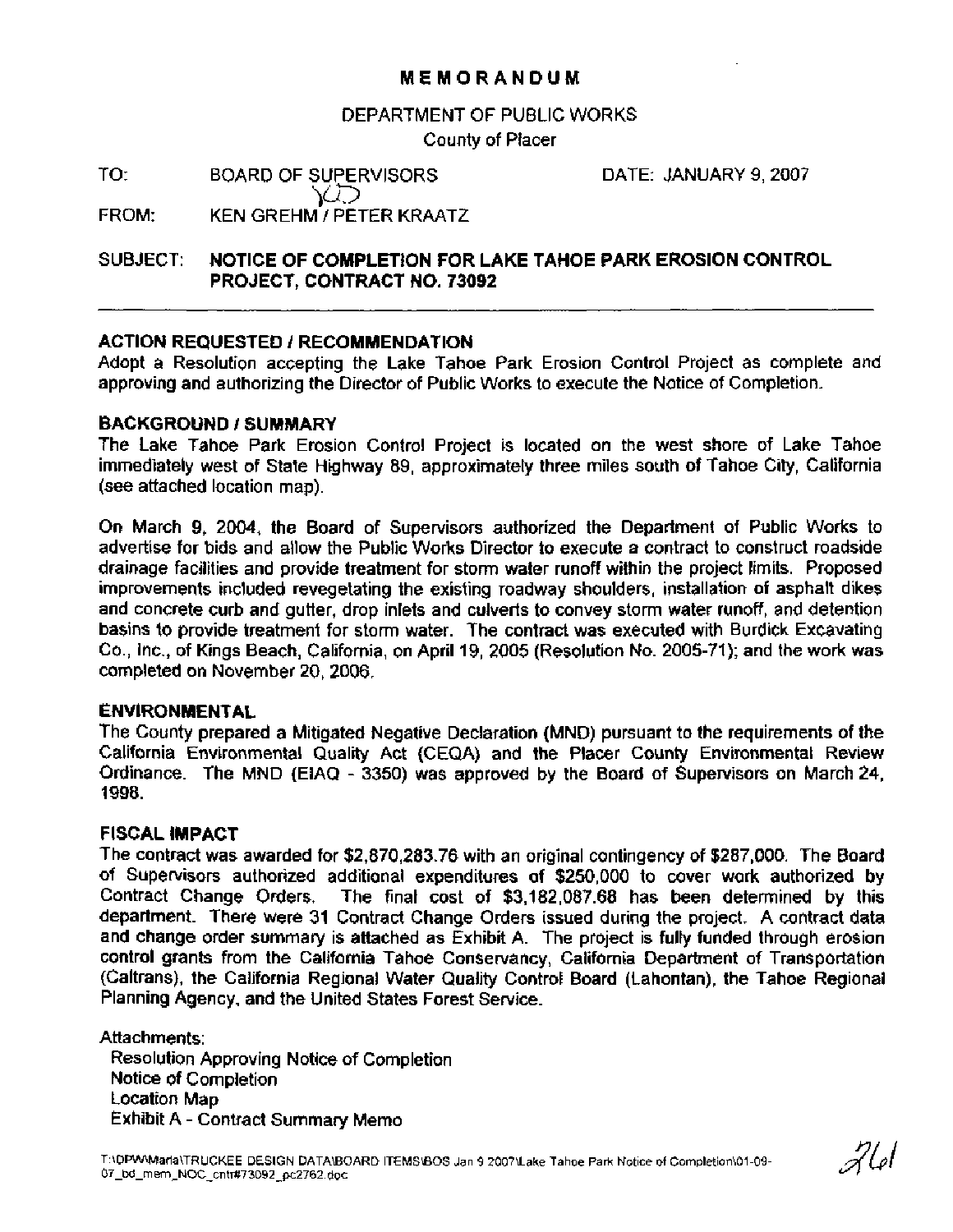# MEMORANDUM

DEPARTMENT OF PUBLIC WORKS
County of Placer

TO: BOARD OF SUPERVISORS DATE: JANUARY 9, 2007

FROM: KEN GREHM / PETER KRAATZ

SUBJECT: **NOTICE OF COMPLETION FOR LAKE TAHOE PARK EROSION CONTROL PROJECT, CONTRACT NO. 73092**

---

## ACTION REQUESTED / RECOMMENDATION

Adopt a Resolution accepting the Lake Tahoe Park Erosion Control Project as complete and approving and authorizing the Director of Public Works to execute the Notice of Completion.

## BACKGROUND / SUMMARY

The Lake Tahoe Park Erosion Control Project is located on the west shore of Lake Tahoe immediately west of State Highway 89, approximately three miles south of Tahoe City, California (see attached location map).

On March 9, 2004, the Board of Supervisors authorized the Department of Public Works to advertise for bids and allow the Public Works Director to execute a contract to construct roadside drainage facilities and provide treatment for storm water runoff within the project limits. Proposed improvements included revegetating the existing roadway shoulders, installation of asphalt dikes and concrete curb and gutter, drop inlets and culverts to convey storm water runoff, and detention basins to provide treatment for storm water. The contract was executed with Burdick Excavating Co., Inc., of Kings Beach, California, on April 19, 2005 (Resolution No. 2005-71); and the work was completed on November 20, 2006.

## ENVIRONMENTAL

The County prepared a Mitigated Negative Declaration (MND) pursuant to the requirements of the California Environmental Quality Act (CEQA) and the Placer County Environmental Review Ordinance. The MND (EIAQ - 3350) was approved by the Board of Supervisors on March 24, 1998.

## FISCAL IMPACT

The contract was awarded for $2,870,283.76 with an original contingency of $287,000. The Board of Supervisors authorized additional expenditures of $250,000 to cover work authorized by Contract Change Orders. The final cost of $3,182,087.68 has been determined by this department. There were 31 Contract Change Orders issued during the project. A contract data and change order summary is attached as Exhibit A. The project is fully funded through erosion control grants from the California Tahoe Conservancy, California Department of Transportation (Caltrans), the California Regional Water Quality Control Board (Lahontan), the Tahoe Regional Planning Agency, and the United States Forest Service.

Attachments:
- Resolution Approving Notice of Completion
- Notice of Completion
- Location Map
- Exhibit A - Contract Summary Memo

T:\DPW\Maria\TRUCKEE DESIGN DATA\BOARD ITEMS\BOS Jan 9 2007\Lake Tahoe Park Notice of Completion\01-09-07_bd_mem_NOC_cntr#73092_pc2762.doc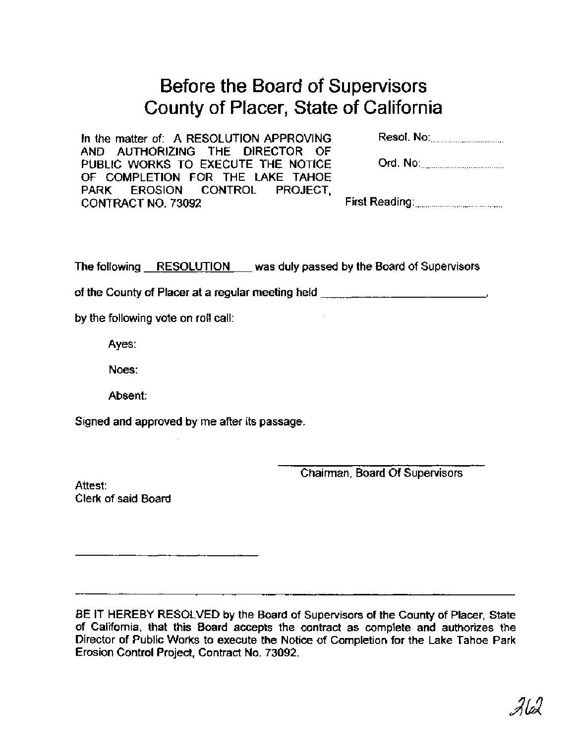# Before the Board of Supervisors
# County of Placer, State of California

In the matter of: A RESOLUTION APPROVING AND AUTHORIZING THE DIRECTOR OF PUBLIC WORKS TO EXECUTE THE NOTICE OF COMPLETION FOR THE LAKE TAHOE PARK EROSION CONTROL PROJECT, CONTRACT NO. 73092

Resol. No:..................

Ord. No:..................

First Reading:..................

The following RESOLUTION was duly passed by the Board of Supervisors

of the County of Placer at a regular meeting held ____________________,

by the following vote on roll call:

Ayes:

Noes:

Absent:

Signed and approved by me after its passage.

______________________________
Chairman, Board Of Supervisors

Attest:
Clerk of said Board

______________________________

---

BE IT HEREBY RESOLVED by the Board of Supervisors of the County of Placer, State of California, that this Board accepts the contract as complete and authorizes the Director of Public Works to execute the Notice of Completion for the Lake Tahoe Park Erosion Control Project, Contract No. 73092.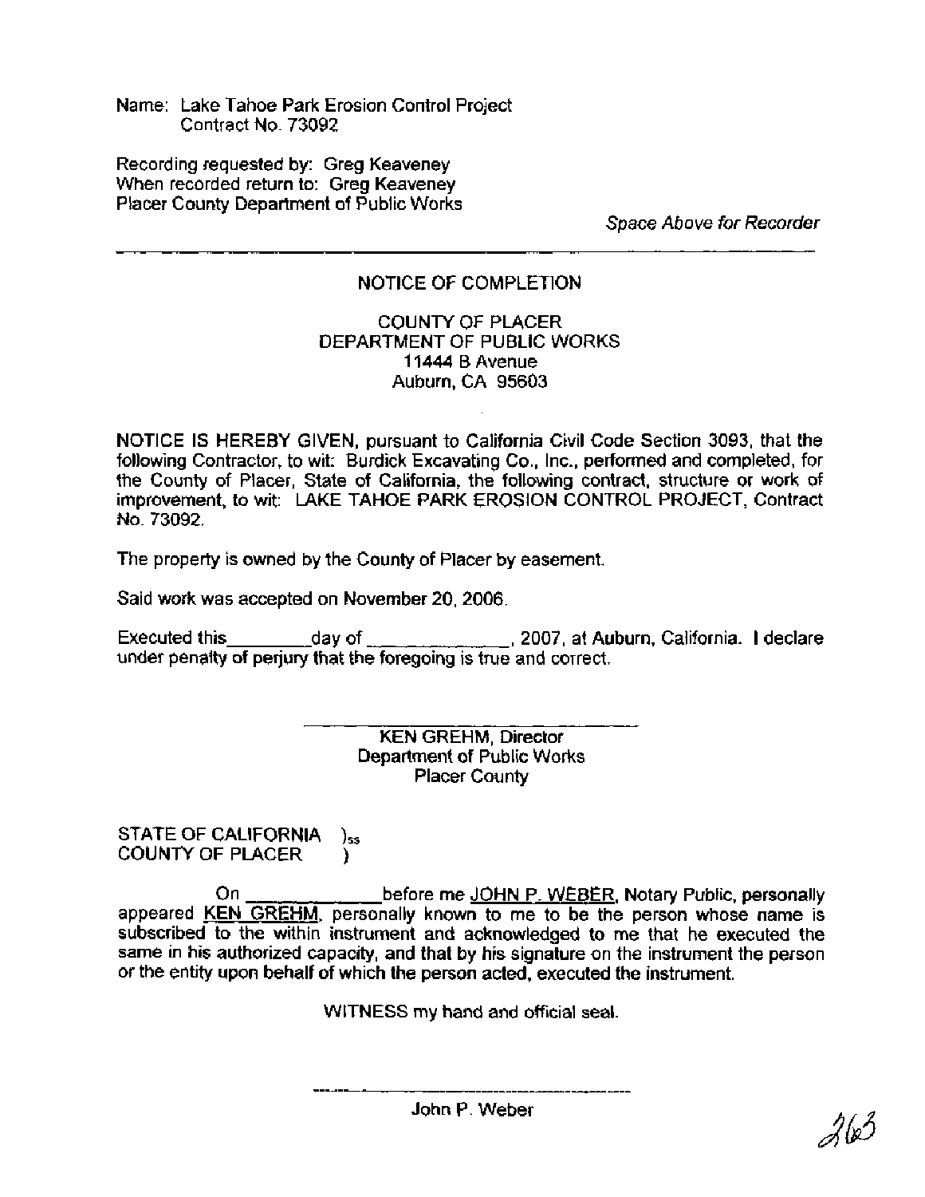Name: Lake Tahoe Park Erosion Control Project
Contract No. 73092

Recording requested by: Greg Keaveney
When recorded return to: Greg Keaveney
Placer County Department of Public Works

*Space Above for Recorder*

---

NOTICE OF COMPLETION

COUNTY OF PLACER
DEPARTMENT OF PUBLIC WORKS
11444 B Avenue
Auburn, CA 95603

NOTICE IS HEREBY GIVEN, pursuant to California Civil Code Section 3093, that the following Contractor, to wit: Burdick Excavating Co., Inc., performed and completed, for the County of Placer, State of California, the following contract, structure or work of improvement, to wit: LAKE TAHOE PARK EROSION CONTROL PROJECT, Contract No. 73092.

The property is owned by the County of Placer by easement.

Said work was accepted on November 20, 2006.

Executed this\_\_\_\_\_\_\_\_day of \_\_\_\_\_\_\_\_\_\_\_\_\_, 2007, at Auburn, California. I declare under penalty of perjury that the foregoing is true and correct.

\_\_\_\_\_\_\_\_\_\_\_\_\_\_\_\_\_\_\_\_\_\_\_\_\_\_\_\_\_\_
KEN GREHM, Director
Department of Public Works
Placer County

STATE OF CALIFORNIA )ss
COUNTY OF PLACER )

On \_\_\_\_\_\_\_\_\_\_\_\_\_before me JOHN P. WEBER, Notary Public, personally appeared KEN GREHM, personally known to me to be the person whose name is subscribed to the within instrument and acknowledged to me that he executed the same in his authorized capacity, and that by his signature on the instrument the person or the entity upon behalf of which the person acted, executed the instrument.

WITNESS my hand and official seal.

\_\_\_\_\_\_\_\_\_\_\_\_\_\_\_\_\_\_\_\_\_\_\_\_\_\_\_\_\_\_
John P. Weber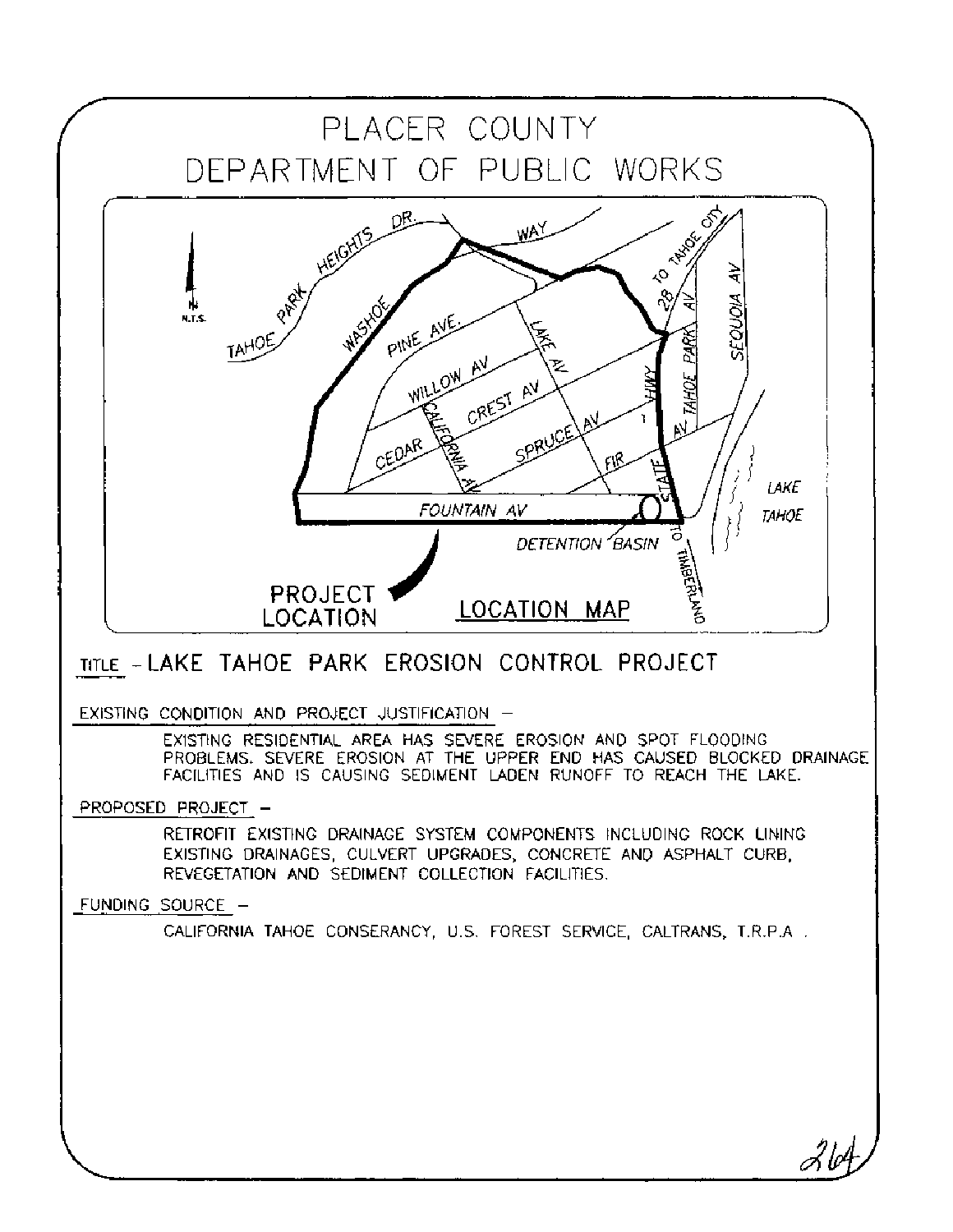# PLACER COUNTY
# DEPARTMENT OF PUBLIC WORKS

**PROJECT LOCATION**

**LOCATION MAP**

TITLE - **LAKE TAHOE PARK EROSION CONTROL PROJECT**

EXISTING CONDITION AND PROJECT JUSTIFICATION -

EXISTING RESIDENTIAL AREA HAS SEVERE EROSION AND SPOT FLOODING PROBLEMS. SEVERE EROSION AT THE UPPER END HAS CAUSED BLOCKED DRAINAGE FACILITIES AND IS CAUSING SEDIMENT LADEN RUNOFF TO REACH THE LAKE.

PROPOSED PROJECT -

RETROFIT EXISTING DRAINAGE SYSTEM COMPONENTS INCLUDING ROCK LINING EXISTING DRAINAGES, CULVERT UPGRADES, CONCRETE AND ASPHALT CURB, REVEGETATION AND SEDIMENT COLLECTION FACILITIES.

FUNDING SOURCE -

CALIFORNIA TAHOE CONSERANCY, U.S. FOREST SERVICE, CALTRANS, T.R.P.A .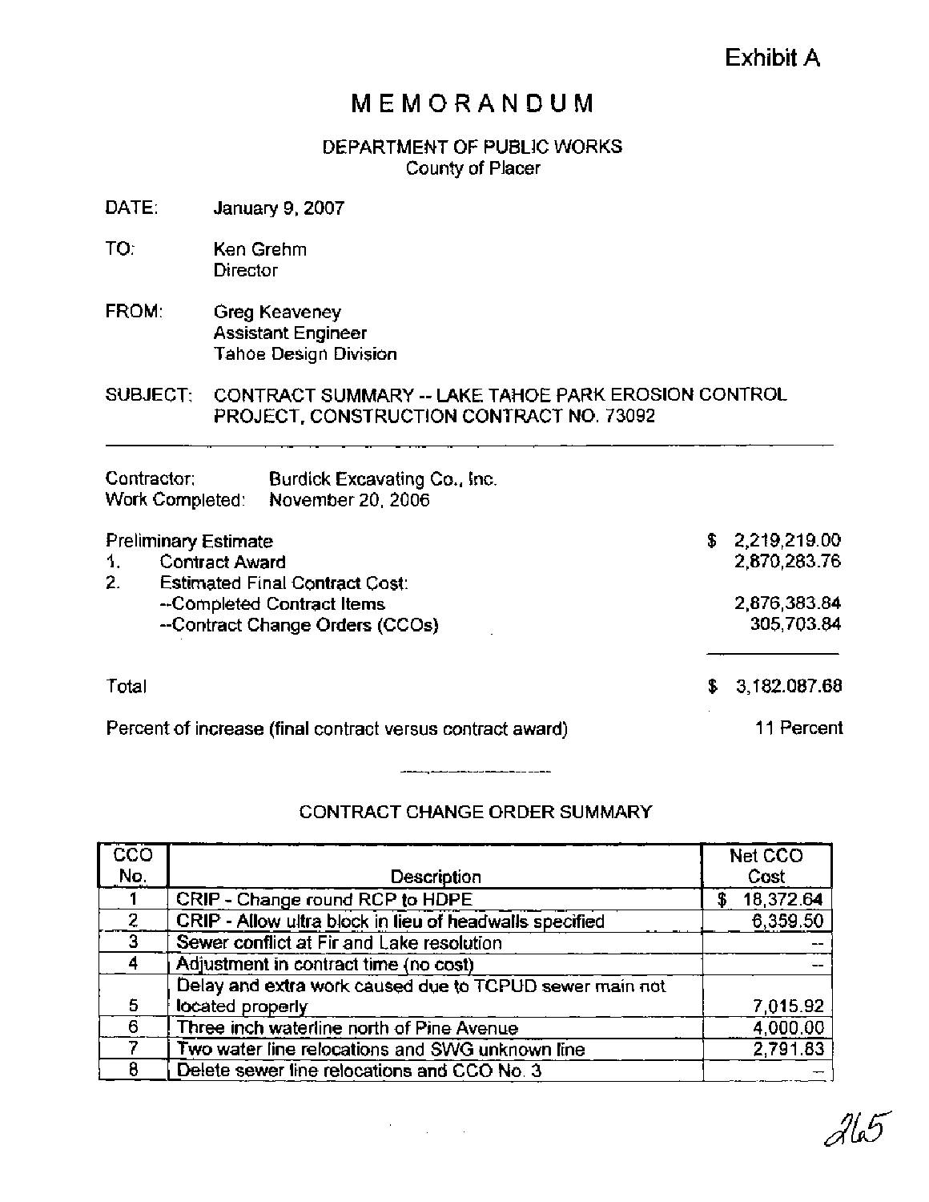Exhibit A

# MEMORANDUM

DEPARTMENT OF PUBLIC WORKS
County of Placer

DATE: January 9, 2007

TO: Ken Grehm
Director

FROM: Greg Keaveney
Assistant Engineer
Tahoe Design Division

SUBJECT: CONTRACT SUMMARY -- LAKE TAHOE PARK EROSION CONTROL PROJECT, CONSTRUCTION CONTRACT NO. 73092

---

Contractor: Burdick Excavating Co., Inc.
Work Completed: November 20, 2006

| | |
|---|---|
| Preliminary Estimate | $ 2,219,219.00 |
| 1. Contract Award | 2,870,283.76 |
| 2. Estimated Final Contract Cost: | |
| --Completed Contract Items | 2,876,383.84 |
| --Contract Change Orders (CCOs) | 305,703.84 |
| Total | $ 3,182,087.68 |
| Percent of increase (final contract versus contract award) | 11 Percent |

## CONTRACT CHANGE ORDER SUMMARY

| CCO No. | Description | Net CCO Cost |
|---|---|---|
| 1 | CRIP - Change round RCP to HDPE | $ 18,372.64 |
| 2 | CRIP - Allow ultra block in lieu of headwalls specified | 6,359.50 |
| 3 | Sewer conflict at Fir and Lake resolution | -- |
| 4 | Adjustment in contract time (no cost) | -- |
| 5 | Delay and extra work caused due to TCPUD sewer main not located properly | 7,015.92 |
| 6 | Three inch waterline north of Pine Avenue | 4,000.00 |
| 7 | Two water line relocations and SWG unknown line | 2,791.83 |
| 8 | Delete sewer line relocations and CCO No. 3 | -- |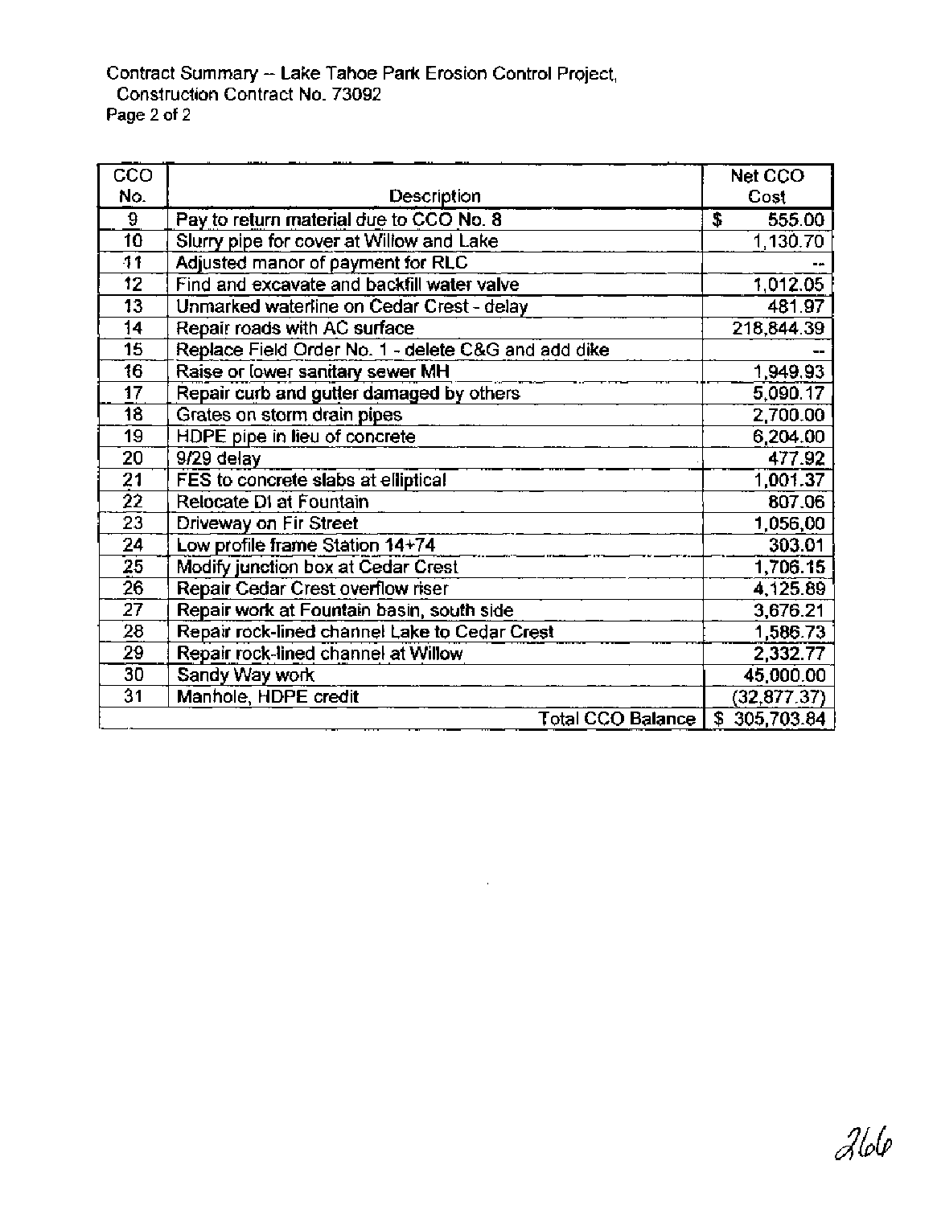Contract Summary -- Lake Tahoe Park Erosion Control Project,
Construction Contract No. 73092

| CCO No. | Description | Net CCO Cost |
| --- | --- | --- |
| 9 | Pay to return material due to CCO No. 8 | $ 555.00 |
| 10 | Slurry pipe for cover at Willow and Lake | 1,130.70 |
| 11 | Adjusted manor of payment for RLC | -- |
| 12 | Find and excavate and backfill water valve | 1,012.05 |
| 13 | Unmarked waterline on Cedar Crest - delay | 481.97 |
| 14 | Repair roads with AC surface | 218,844.39 |
| 15 | Replace Field Order No. 1 - delete C&G and add dike | -- |
| 16 | Raise or lower sanitary sewer MH | 1,949.93 |
| 17 | Repair curb and gutter damaged by others | 5,090.17 |
| 18 | Grates on storm drain pipes | 2,700.00 |
| 19 | HDPE pipe in lieu of concrete | 6,204.00 |
| 20 | 9/29 delay | 477.92 |
| 21 | FES to concrete slabs at elliptical | 1,001.37 |
| 22 | Relocate DI at Fountain | 807.06 |
| 23 | Driveway on Fir Street | 1,056.00 |
| 24 | Low profile frame Station 14+74 | 303.01 |
| 25 | Modify junction box at Cedar Crest | 1,706.15 |
| 26 | Repair Cedar Crest overflow riser | 4,125.89 |
| 27 | Repair work at Fountain basin, south side | 3,676.21 |
| 28 | Repair rock-lined channel Lake to Cedar Crest | 1,586.73 |
| 29 | Repair rock-lined channel at Willow | 2,332.77 |
| 30 | Sandy Way work | 45,000.00 |
| 31 | Manhole, HDPE credit | (32,877.37) |
| | Total CCO Balance | $ 305,703.84 |

266